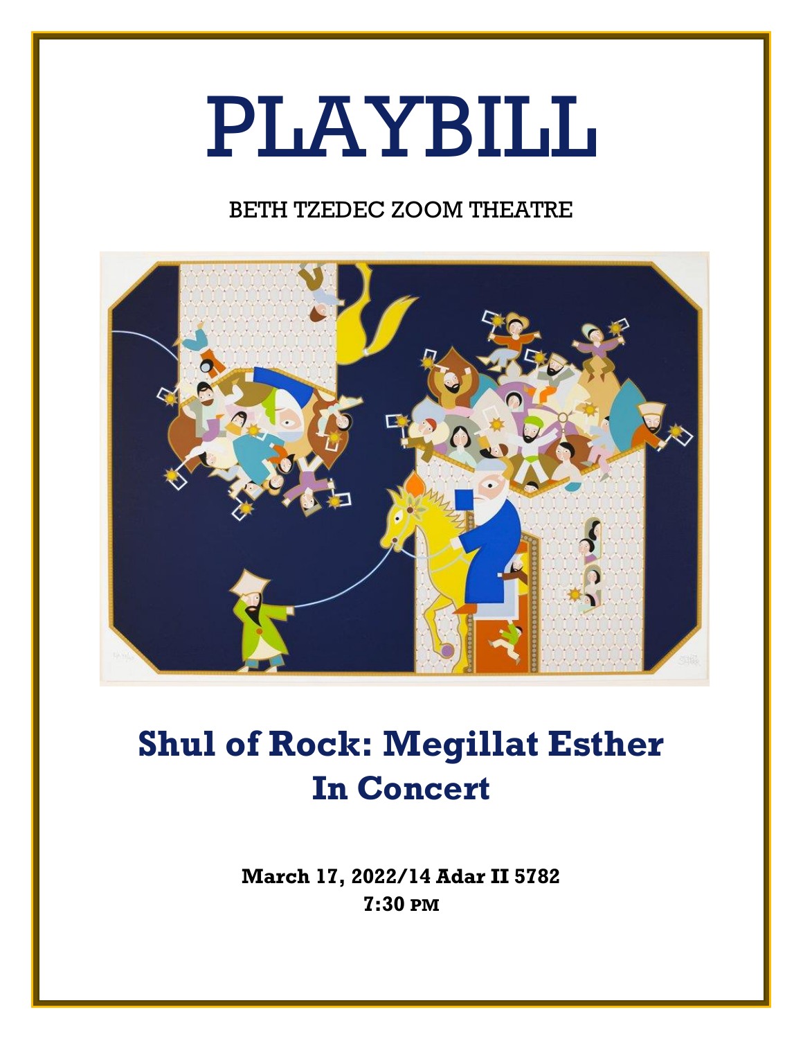# PLAYBILL

BETH TZEDEC ZOOM THEATRE

## Shul of Rock: Megillat Esther
## In Concert

**March 17, 2022/14 Adar II 5782**
**7:30 PM**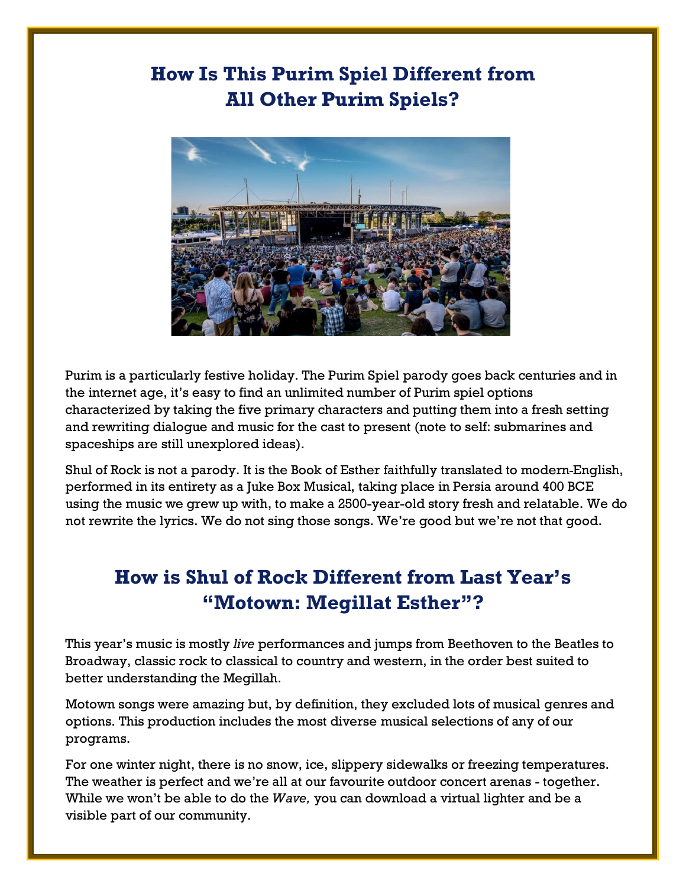# How Is This Purim Spiel Different from All Other Purim Spiels?

Purim is a particularly festive holiday. The Purim Spiel parody goes back centuries and in the internet age, it's easy to find an unlimited number of Purim spiel options characterized by taking the five primary characters and putting them into a fresh setting and rewriting dialogue and music for the cast to present (note to self: submarines and spaceships are still unexplored ideas).

Shul of Rock is not a parody. It is the Book of Esther faithfully translated to modern-English, performed in its entirety as a Juke Box Musical, taking place in Persia around 400 BCE using the music we grew up with, to make a 2500-year-old story fresh and relatable. We do not rewrite the lyrics. We do not sing those songs. We're good but we're not that good.

# How is Shul of Rock Different from Last Year's "Motown: Megillat Esther"?

This year's music is mostly *live* performances and jumps from Beethoven to the Beatles to Broadway, classic rock to classical to country and western, in the order best suited to better understanding the Megillah.

Motown songs were amazing but, by definition, they excluded lots of musical genres and options. This production includes the most diverse musical selections of any of our programs.

For one winter night, there is no snow, ice, slippery sidewalks or freezing temperatures. The weather is perfect and we're all at our favourite outdoor concert arenas - together. While we won't be able to do the *Wave,* you can download a virtual lighter and be a visible part of our community.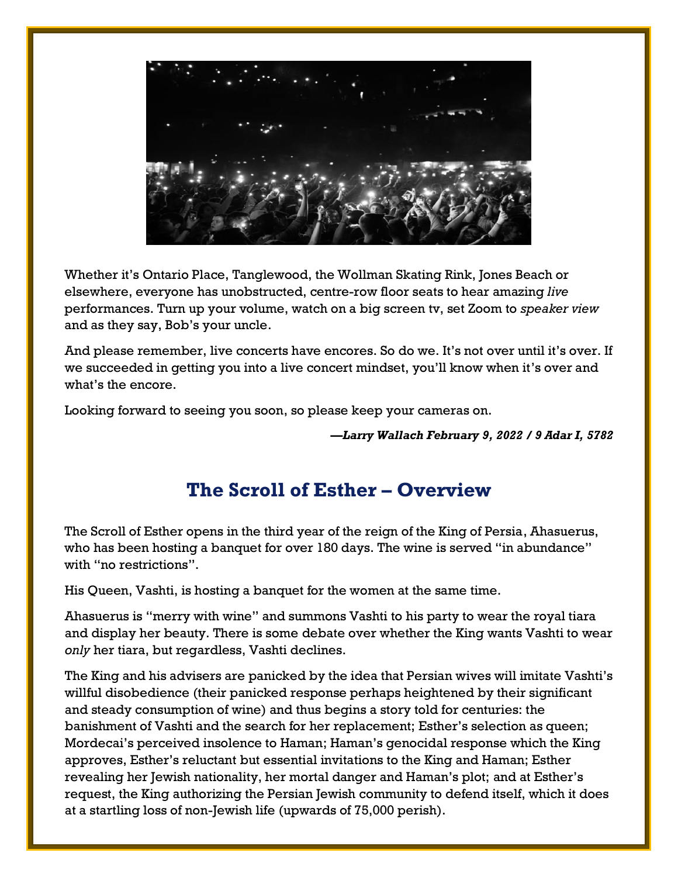Whether it's Ontario Place, Tanglewood, the Wollman Skating Rink, Jones Beach or elsewhere, everyone has unobstructed, centre-row floor seats to hear amazing *live* performances. Turn up your volume, watch on a big screen tv, set Zoom to *speaker view* and as they say, Bob's your uncle.

And please remember, live concerts have encores. So do we. It's not over until it's over. If we succeeded in getting you into a live concert mindset, you'll know when it's over and what's the encore.

Looking forward to seeing you soon, so please keep your cameras on.

***—Larry Wallach February 9, 2022 / 9 Adar I, 5782***

## The Scroll of Esther – Overview

The Scroll of Esther opens in the third year of the reign of the King of Persia, Ahasuerus, who has been hosting a banquet for over 180 days. The wine is served "in abundance" with "no restrictions".

His Queen, Vashti, is hosting a banquet for the women at the same time.

Ahasuerus is "merry with wine" and summons Vashti to his party to wear the royal tiara and display her beauty. There is some debate over whether the King wants Vashti to wear *only* her tiara, but regardless, Vashti declines.

The King and his advisers are panicked by the idea that Persian wives will imitate Vashti's willful disobedience (their panicked response perhaps heightened by their significant and steady consumption of wine) and thus begins a story told for centuries: the banishment of Vashti and the search for her replacement; Esther's selection as queen; Mordecai's perceived insolence to Haman; Haman's genocidal response which the King approves, Esther's reluctant but essential invitations to the King and Haman; Esther revealing her Jewish nationality, her mortal danger and Haman's plot; and at Esther's request, the King authorizing the Persian Jewish community to defend itself, which it does at a startling loss of non-Jewish life (upwards of 75,000 perish).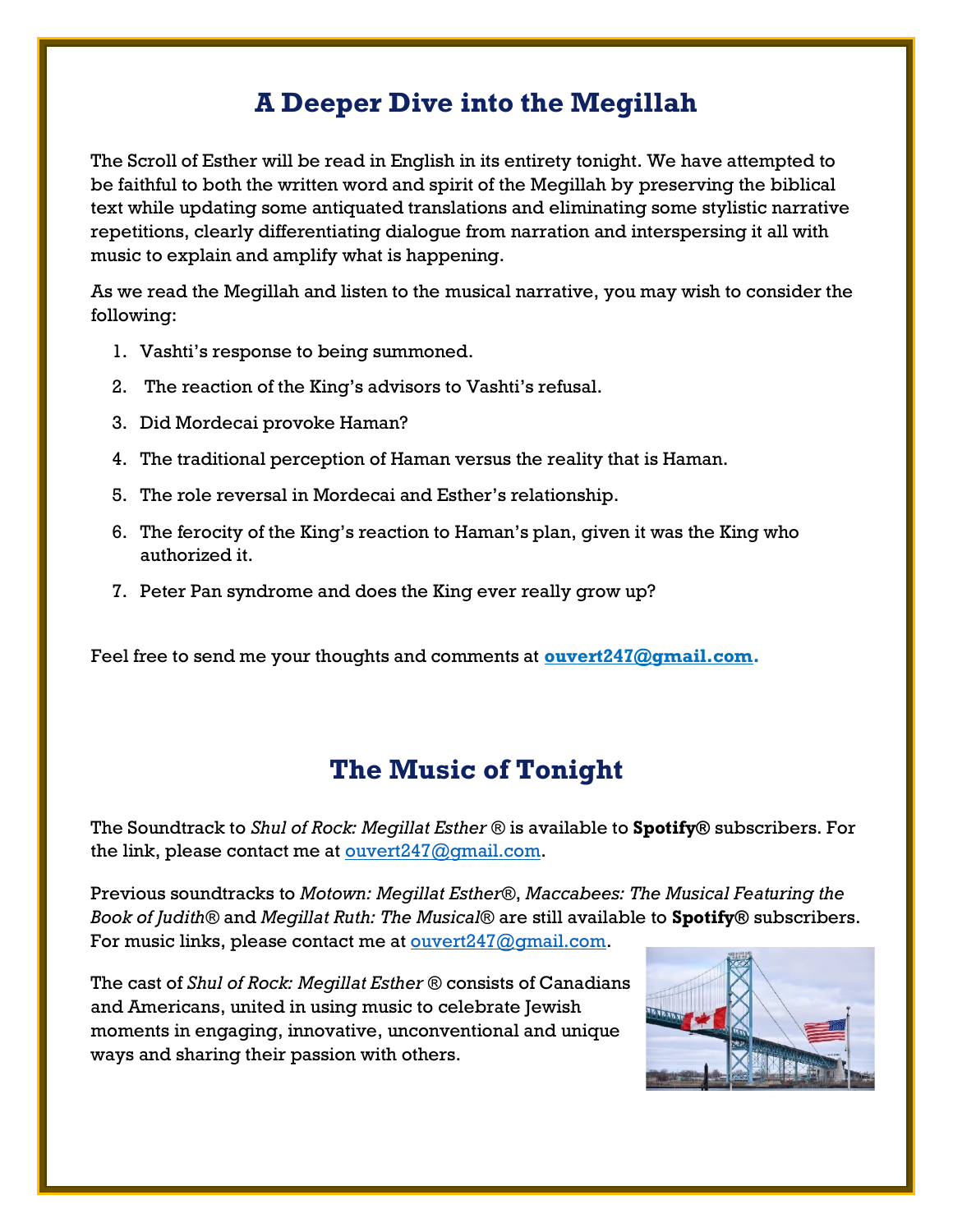## A Deeper Dive into the Megillah

The Scroll of Esther will be read in English in its entirety tonight. We have attempted to be faithful to both the written word and spirit of the Megillah by preserving the biblical text while updating some antiquated translations and eliminating some stylistic narrative repetitions, clearly differentiating dialogue from narration and interspersing it all with music to explain and amplify what is happening.

As we read the Megillah and listen to the musical narrative, you may wish to consider the following:

1. Vashti's response to being summoned.
2. The reaction of the King's advisors to Vashti's refusal.
3. Did Mordecai provoke Haman?
4. The traditional perception of Haman versus the reality that is Haman.
5. The role reversal in Mordecai and Esther's relationship.
6. The ferocity of the King's reaction to Haman's plan, given it was the King who authorized it.
7. Peter Pan syndrome and does the King ever really grow up?

Feel free to send me your thoughts and comments at **ouvert247@gmail.com.**

## The Music of Tonight

The Soundtrack to *Shul of Rock: Megillat Esther* ® is available to **Spotify®** subscribers. For the link, please contact me at ouvert247@gmail.com.

Previous soundtracks to *Motown: Megillat Esther*®, *Maccabees: The Musical Featuring the Book of Judith*® and *Megillat Ruth: The Musical*® are still available to **Spotify®** subscribers. For music links, please contact me at ouvert247@gmail.com.

The cast of *Shul of Rock: Megillat Esther* ® consists of Canadians and Americans, united in using music to celebrate Jewish moments in engaging, innovative, unconventional and unique ways and sharing their passion with others.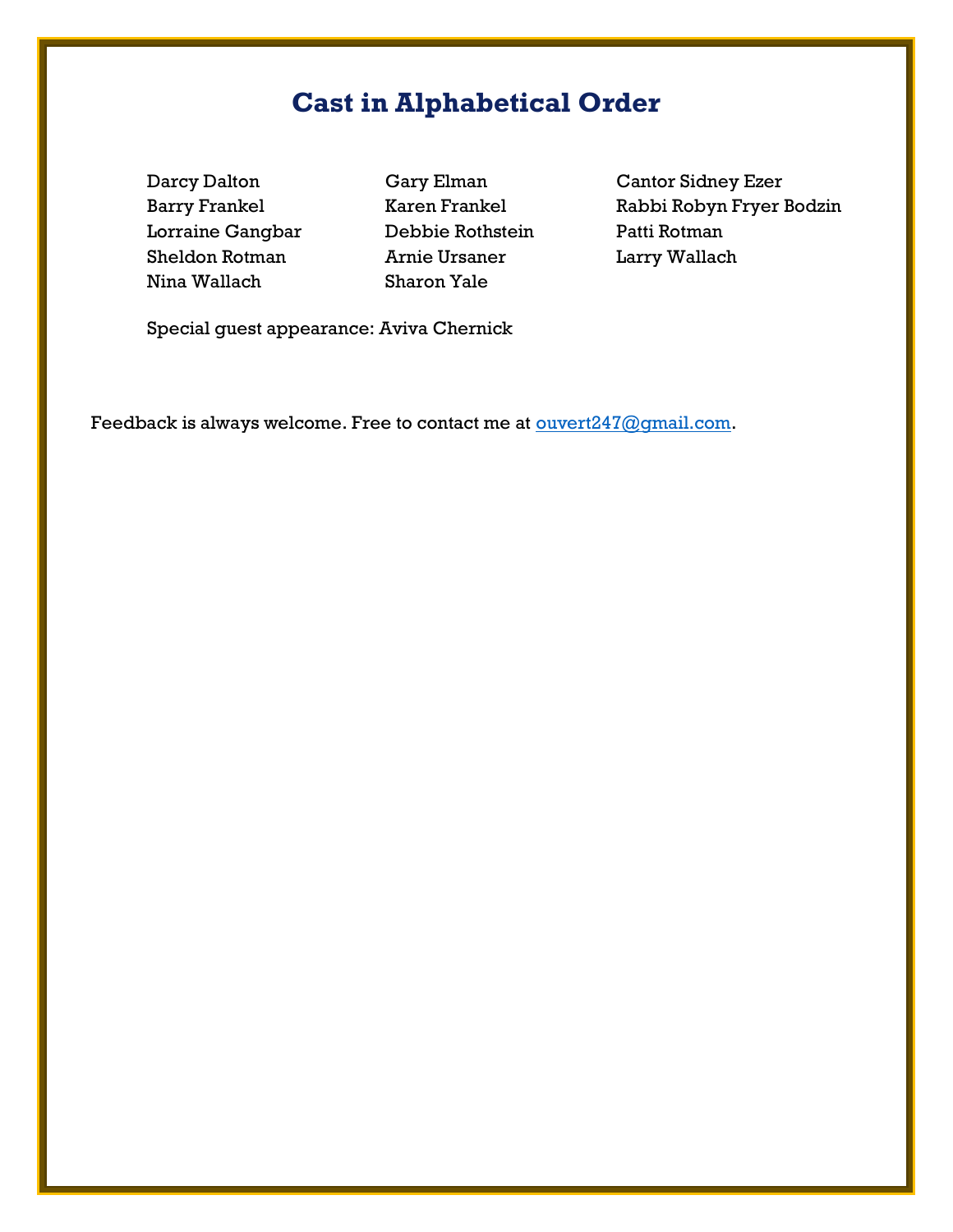# Cast in Alphabetical Order

Darcy Dalton
Gary Elman
Cantor Sidney Ezer
Barry Frankel
Karen Frankel
Rabbi Robyn Fryer Bodzin
Lorraine Gangbar
Debbie Rothstein
Patti Rotman
Sheldon Rotman
Arnie Ursaner
Larry Wallach
Nina Wallach
Sharon Yale

Special guest appearance: Aviva Chernick

Feedback is always welcome. Free to contact me at ouvert247@gmail.com.